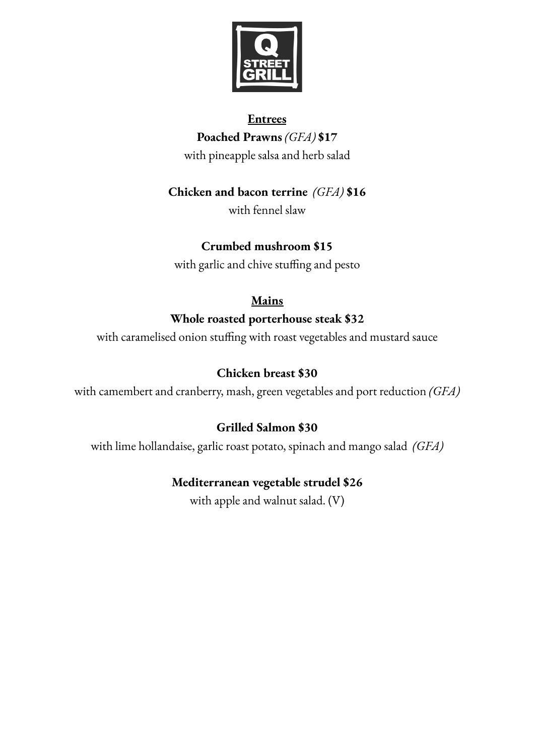Q STREET GRILL

## Entrees

**Poached Prawns** *(GFA)* **$17**

with pineapple salsa and herb salad

**Chicken and bacon terrine** *(GFA)* **$16**

with fennel slaw

**Crumbed mushroom $15**

with garlic and chive stuffing and pesto

## Mains

**Whole roasted porterhouse steak $32**

with caramelised onion stuffing with roast vegetables and mustard sauce

**Chicken breast $30**

with camembert and cranberry, mash, green vegetables and port reduction *(GFA)*

**Grilled Salmon $30**

with lime hollandaise, garlic roast potato, spinach and mango salad *(GFA)*

**Mediterranean vegetable strudel $26**

with apple and walnut salad. (V)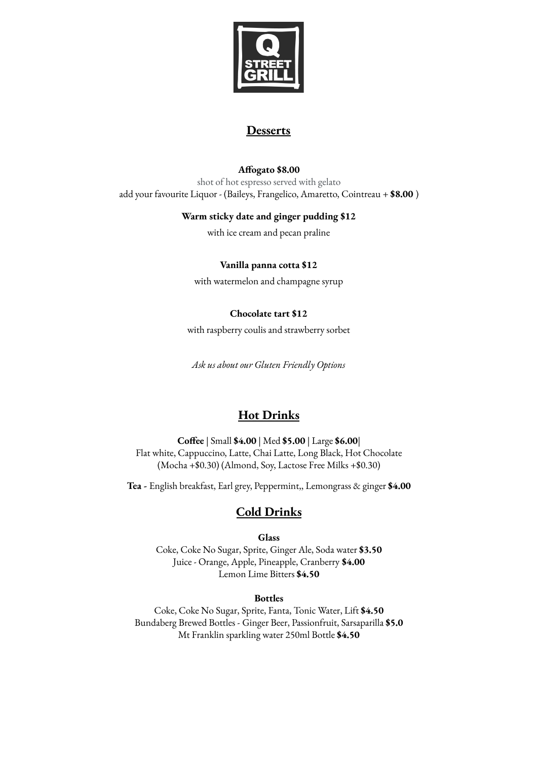Q STREET GRILL

## Desserts

**Affogato $8.00**
shot of hot espresso served with gelato
add your favourite Liquor - (Baileys, Frangelico, Amaretto, Cointreau + **$8.00** )

**Warm sticky date and ginger pudding $12**
with ice cream and pecan praline

**Vanilla panna cotta $12**
with watermelon and champagne syrup

**Chocolate tart $12**
with raspberry coulis and strawberry sorbet

*Ask us about our Gluten Friendly Options*

## Hot Drinks

**Coffee** | Small **$4.00** | Med **$5.00** | Large **$6.00**|
Flat white, Cappuccino, Latte, Chai Latte, Long Black, Hot Chocolate
(Mocha +$0.30) (Almond, Soy, Lactose Free Milks +$0.30)

**Tea** - English breakfast, Earl grey, Peppermint,, Lemongrass & ginger **$4.00**

## Cold Drinks

**Glass**
Coke, Coke No Sugar, Sprite, Ginger Ale, Soda water **$3.50**
Juice - Orange, Apple, Pineapple, Cranberry **$4.00**
Lemon Lime Bitters **$4.50**

**Bottles**
Coke, Coke No Sugar, Sprite, Fanta, Tonic Water, Lift **$4.50**
Bundaberg Brewed Bottles - Ginger Beer, Passionfruit, Sarsaparilla **$5.0**
Mt Franklin sparkling water 250ml Bottle **$4.50**